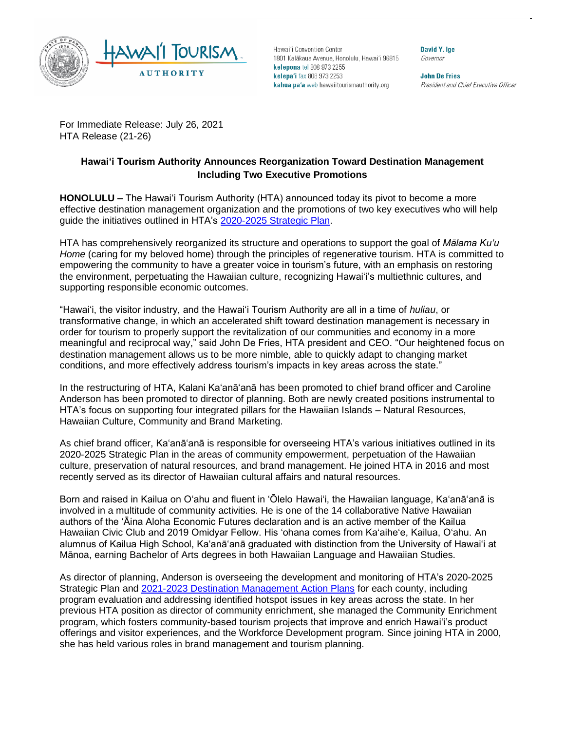Hawaiʻi Convention Center
1801 Kalākaua Avenue, Honolulu, Hawaiʻi 96815
**kelepona** tel 808 973 2255
**kelepaʻi** fax 808 973 2253
**kahua paʻa** web hawaiitourismauthority.org

**David Y. Ige**
*Governor*

**John De Fries**
*President and Chief Executive Officer*

For Immediate Release: July 26, 2021
HTA Release (21-26)

**Hawaiʻi Tourism Authority Announces Reorganization Toward Destination Management Including Two Executive Promotions**

**HONOLULU –** The Hawaiʻi Tourism Authority (HTA) announced today its pivot to become a more effective destination management organization and the promotions of two key executives who will help guide the initiatives outlined in HTA's [2020-2025 Strategic Plan](2020-2025 Strategic Plan).

HTA has comprehensively reorganized its structure and operations to support the goal of *Mālama Kuʻu Home* (caring for my beloved home) through the principles of regenerative tourism. HTA is committed to empowering the community to have a greater voice in tourism's future, with an emphasis on restoring the environment, perpetuating the Hawaiian culture, recognizing Hawaiʻi's multiethnic cultures, and supporting responsible economic outcomes.

"Hawaiʻi, the visitor industry, and the Hawaiʻi Tourism Authority are all in a time of *huliau*, or transformative change, in which an accelerated shift toward destination management is necessary in order for tourism to properly support the revitalization of our communities and economy in a more meaningful and reciprocal way," said John De Fries, HTA president and CEO. "Our heightened focus on destination management allows us to be more nimble, able to quickly adapt to changing market conditions, and more effectively address tourism's impacts in key areas across the state."

In the restructuring of HTA, Kalani Kaʻanāʻanā has been promoted to chief brand officer and Caroline Anderson has been promoted to director of planning. Both are newly created positions instrumental to HTA's focus on supporting four integrated pillars for the Hawaiian Islands – Natural Resources, Hawaiian Culture, Community and Brand Marketing.

As chief brand officer, Kaʻanāʻanā is responsible for overseeing HTA's various initiatives outlined in its 2020-2025 Strategic Plan in the areas of community empowerment, perpetuation of the Hawaiian culture, preservation of natural resources, and brand management. He joined HTA in 2016 and most recently served as its director of Hawaiian cultural affairs and natural resources.

Born and raised in Kailua on Oʻahu and fluent in ʻŌlelo Hawaiʻi, the Hawaiian language, Kaʻanāʻanā is involved in a multitude of community activities. He is one of the 14 collaborative Native Hawaiian authors of the ʻĀina Aloha Economic Futures declaration and is an active member of the Kailua Hawaiian Civic Club and 2019 Omidyar Fellow. His ʻohana comes from Kaʻaiheʻe, Kailua, Oʻahu. An alumnus of Kailua High School, Kaʻanāʻanā graduated with distinction from the University of Hawaiʻi at Mānoa, earning Bachelor of Arts degrees in both Hawaiian Language and Hawaiian Studies.

As director of planning, Anderson is overseeing the development and monitoring of HTA's 2020-2025 Strategic Plan and [2021-2023 Destination Management Action Plans](2021-2023 Destination Management Action Plans) for each county, including program evaluation and addressing identified hotspot issues in key areas across the state. In her previous HTA position as director of community enrichment, she managed the Community Enrichment program, which fosters community-based tourism projects that improve and enrich Hawaiʻi's product offerings and visitor experiences, and the Workforce Development program. Since joining HTA in 2000, she has held various roles in brand management and tourism planning.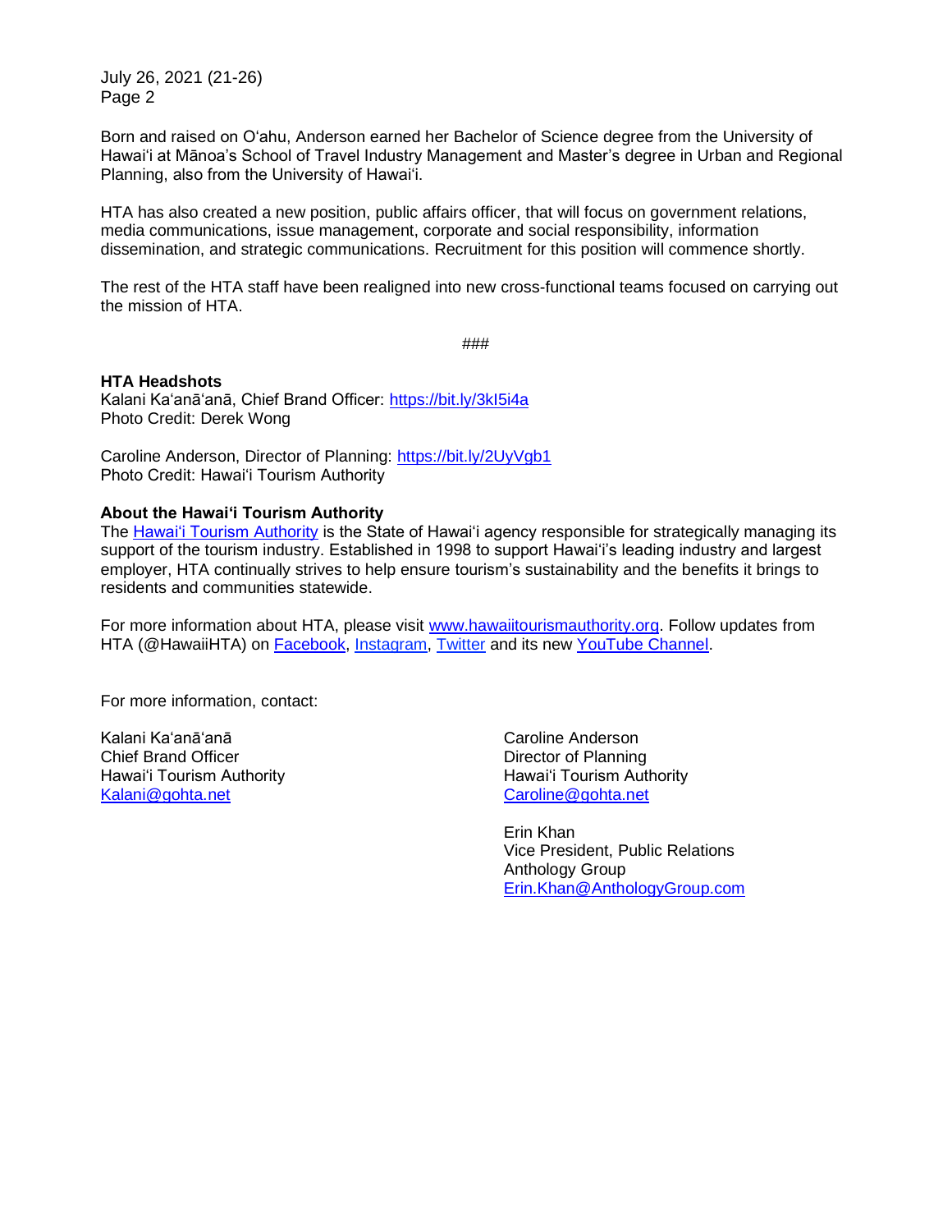Born and raised on Oʻahu, Anderson earned her Bachelor of Science degree from the University of Hawaiʻi at Mānoa's School of Travel Industry Management and Master's degree in Urban and Regional Planning, also from the University of Hawaiʻi.

HTA has also created a new position, public affairs officer, that will focus on government relations, media communications, issue management, corporate and social responsibility, information dissemination, and strategic communications. Recruitment for this position will commence shortly.

The rest of the HTA staff have been realigned into new cross-functional teams focused on carrying out the mission of HTA.

###

**HTA Headshots**
Kalani Kaʻanāʻanā, Chief Brand Officer: https://bit.ly/3kI5i4a
Photo Credit: Derek Wong

Caroline Anderson, Director of Planning: https://bit.ly/2UyVgb1
Photo Credit: Hawaiʻi Tourism Authority

**About the Hawaiʻi Tourism Authority**
The Hawaiʻi Tourism Authority is the State of Hawaiʻi agency responsible for strategically managing its support of the tourism industry. Established in 1998 to support Hawaiʻi's leading industry and largest employer, HTA continually strives to help ensure tourism's sustainability and the benefits it brings to residents and communities statewide.

For more information about HTA, please visit www.hawaiitourismauthority.org. Follow updates from HTA (@HawaiiHTA) on Facebook, Instagram, Twitter and its new YouTube Channel.

For more information, contact:

Kalani Kaʻanāʻanā
Chief Brand Officer
Hawaiʻi Tourism Authority
Kalani@gohta.net

Caroline Anderson
Director of Planning
Hawaiʻi Tourism Authority
Caroline@gohta.net

Erin Khan
Vice President, Public Relations
Anthology Group
Erin.Khan@AnthologyGroup.com